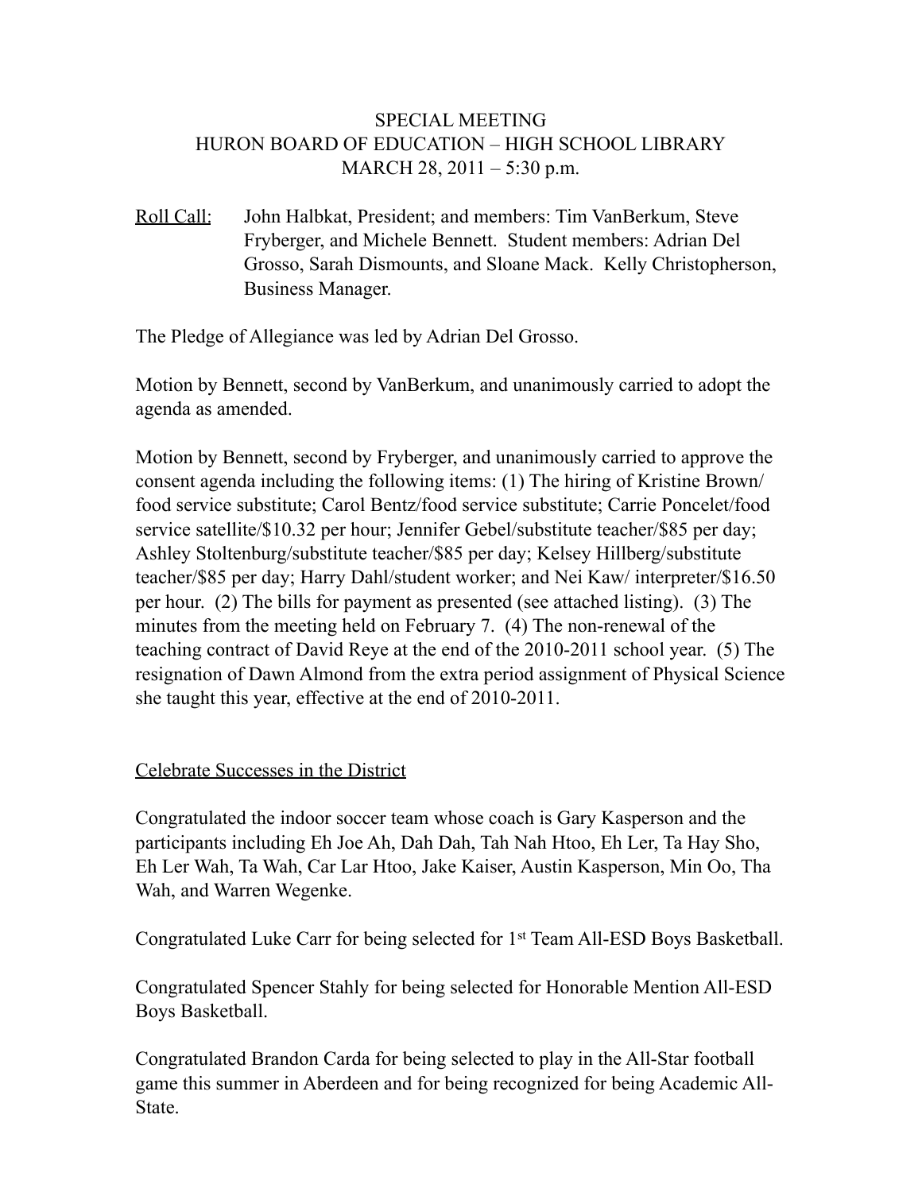SPECIAL MEETING
HURON BOARD OF EDUCATION – HIGH SCHOOL LIBRARY
MARCH 28, 2011 – 5:30 p.m.

Roll Call: John Halbkat, President; and members: Tim VanBerkum, Steve Fryberger, and Michele Bennett. Student members: Adrian Del Grosso, Sarah Dismounts, and Sloane Mack. Kelly Christopherson, Business Manager.

The Pledge of Allegiance was led by Adrian Del Grosso.

Motion by Bennett, second by VanBerkum, and unanimously carried to adopt the agenda as amended.

Motion by Bennett, second by Fryberger, and unanimously carried to approve the consent agenda including the following items: (1) The hiring of Kristine Brown/ food service substitute; Carol Bentz/food service substitute; Carrie Poncelet/food service satellite/$10.32 per hour; Jennifer Gebel/substitute teacher/$85 per day; Ashley Stoltenburg/substitute teacher/$85 per day; Kelsey Hillberg/substitute teacher/$85 per day; Harry Dahl/student worker; and Nei Kaw/ interpreter/$16.50 per hour. (2) The bills for payment as presented (see attached listing). (3) The minutes from the meeting held on February 7. (4) The non-renewal of the teaching contract of David Reye at the end of the 2010-2011 school year. (5) The resignation of Dawn Almond from the extra period assignment of Physical Science she taught this year, effective at the end of 2010-2011.

Celebrate Successes in the District

Congratulated the indoor soccer team whose coach is Gary Kasperson and the participants including Eh Joe Ah, Dah Dah, Tah Nah Htoo, Eh Ler, Ta Hay Sho, Eh Ler Wah, Ta Wah, Car Lar Htoo, Jake Kaiser, Austin Kasperson, Min Oo, Tha Wah, and Warren Wegenke.

Congratulated Luke Carr for being selected for 1st Team All-ESD Boys Basketball.

Congratulated Spencer Stahly for being selected for Honorable Mention All-ESD Boys Basketball.

Congratulated Brandon Carda for being selected to play in the All-Star football game this summer in Aberdeen and for being recognized for being Academic All-State.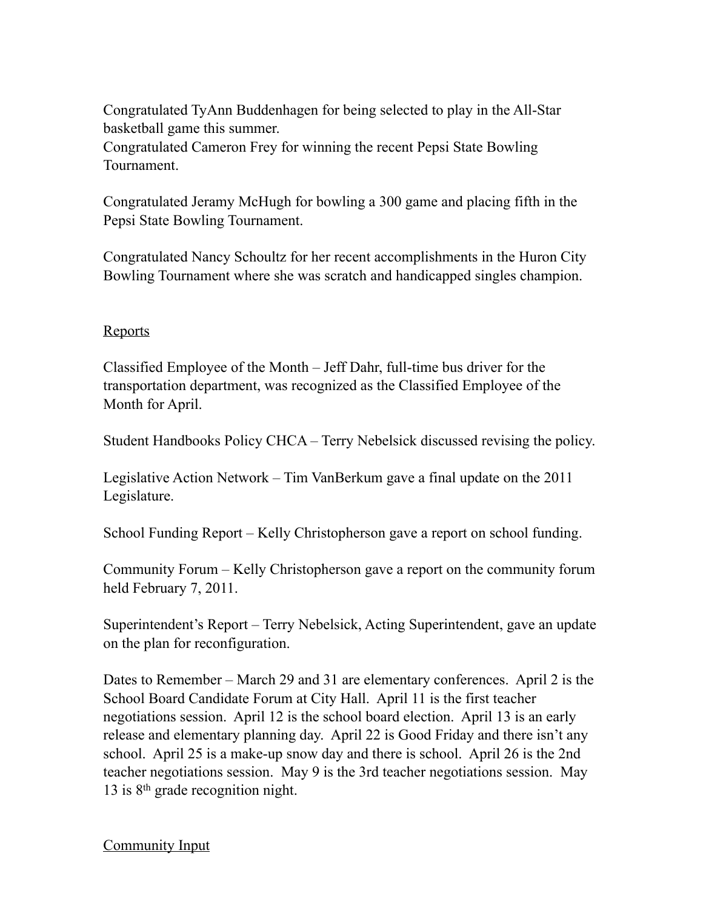Congratulated TyAnn Buddenhagen for being selected to play in the All-Star basketball game this summer.
Congratulated Cameron Frey for winning the recent Pepsi State Bowling Tournament.

Congratulated Jeramy McHugh for bowling a 300 game and placing fifth in the Pepsi State Bowling Tournament.

Congratulated Nancy Schoultz for her recent accomplishments in the Huron City Bowling Tournament where she was scratch and handicapped singles champion.

## Reports

Classified Employee of the Month – Jeff Dahr, full-time bus driver for the transportation department, was recognized as the Classified Employee of the Month for April.

Student Handbooks Policy CHCA – Terry Nebelsick discussed revising the policy.

Legislative Action Network – Tim VanBerkum gave a final update on the 2011 Legislature.

School Funding Report – Kelly Christopherson gave a report on school funding.

Community Forum – Kelly Christopherson gave a report on the community forum held February 7, 2011.

Superintendent's Report – Terry Nebelsick, Acting Superintendent, gave an update on the plan for reconfiguration.

Dates to Remember – March 29 and 31 are elementary conferences. April 2 is the School Board Candidate Forum at City Hall. April 11 is the first teacher negotiations session. April 12 is the school board election. April 13 is an early release and elementary planning day. April 22 is Good Friday and there isn't any school. April 25 is a make-up snow day and there is school. April 26 is the 2nd teacher negotiations session. May 9 is the 3rd teacher negotiations session. May 13 is 8th grade recognition night.

## Community Input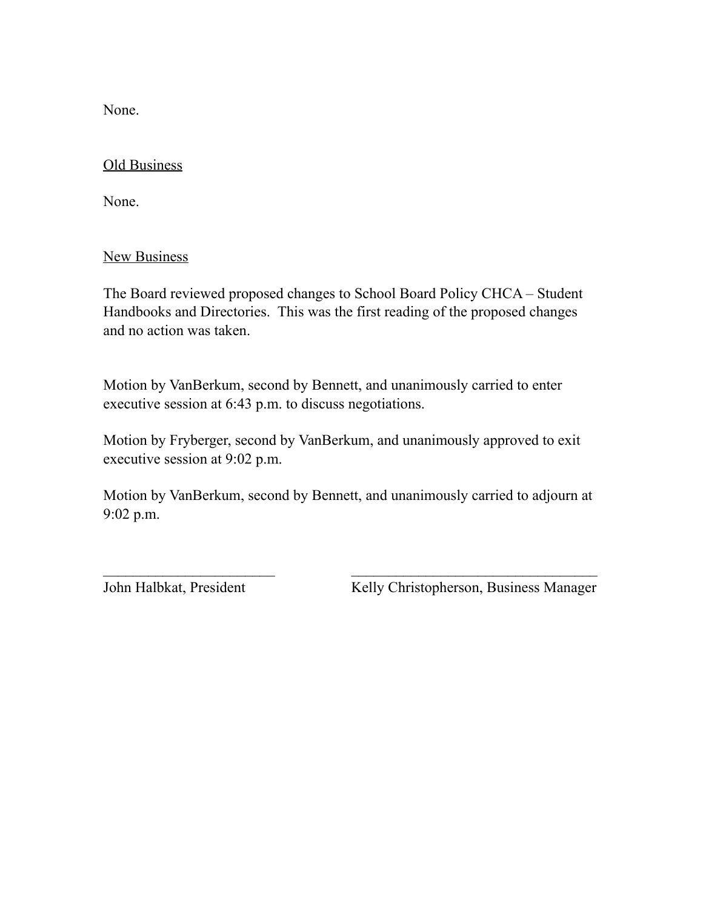None.

Old Business

None.

New Business

The Board reviewed proposed changes to School Board Policy CHCA – Student Handbooks and Directories. This was the first reading of the proposed changes and no action was taken.

Motion by VanBerkum, second by Bennett, and unanimously carried to enter executive session at 6:43 p.m. to discuss negotiations.

Motion by Fryberger, second by VanBerkum, and unanimously approved to exit executive session at 9:02 p.m.

Motion by VanBerkum, second by Bennett, and unanimously carried to adjourn at 9:02 p.m.

________________________ ___________________________________

John Halbkat, President Kelly Christopherson, Business Manager